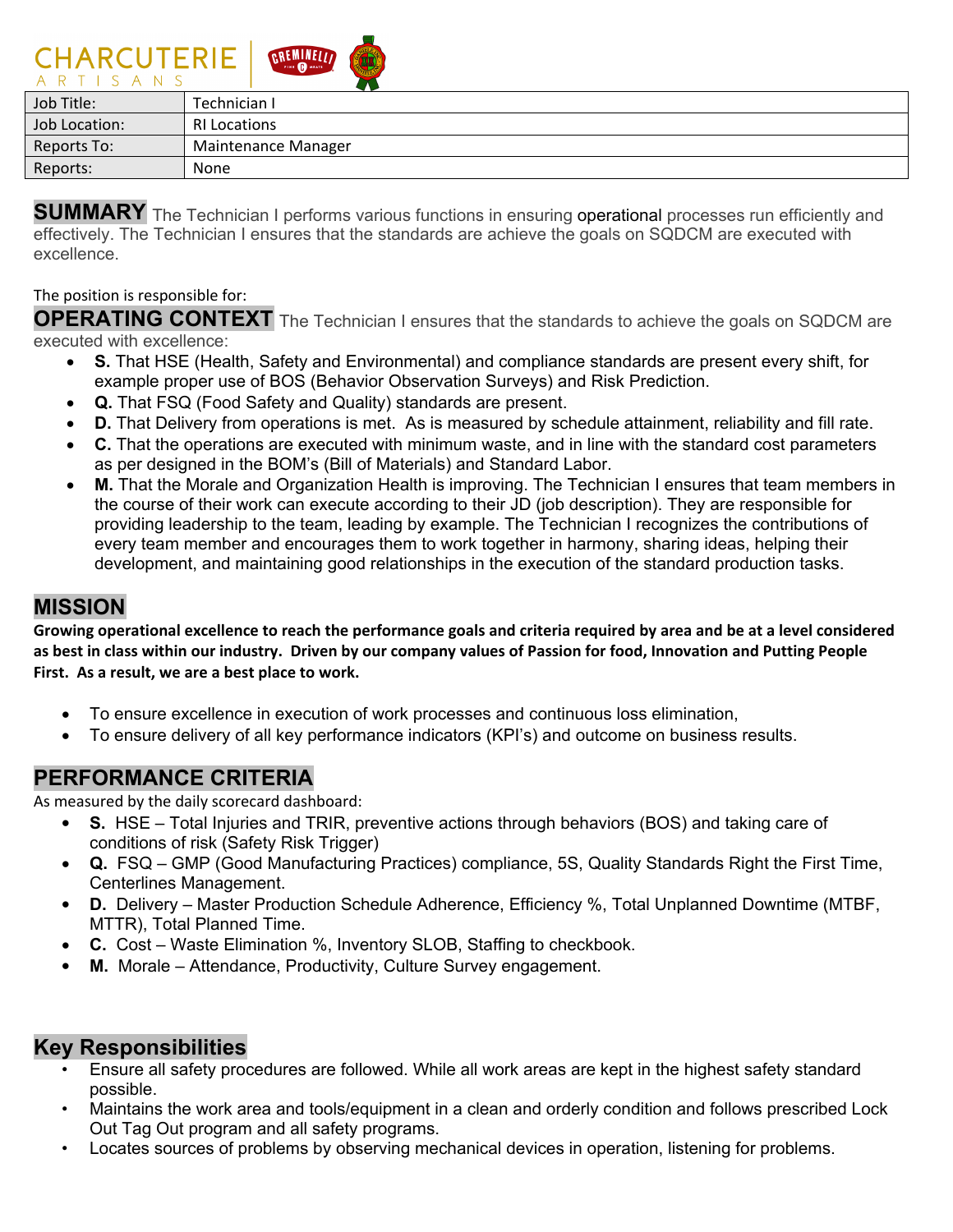CHARCUTERIE ARTISANS

| | |
|---|---|
| Job Title: | Technician I |
| Job Location: | RI Locations |
| Reports To: | Maintenance Manager |
| Reports: | None |

**SUMMARY** The Technician I performs various functions in ensuring operational processes run efficiently and effectively. The Technician I ensures that the standards are achieve the goals on SQDCM are executed with excellence.

The position is responsible for:

**OPERATING CONTEXT** The Technician I ensures that the standards to achieve the goals on SQDCM are executed with excellence:

- **S.** That HSE (Health, Safety and Environmental) and compliance standards are present every shift, for example proper use of BOS (Behavior Observation Surveys) and Risk Prediction.
- **Q.** That FSQ (Food Safety and Quality) standards are present.
- **D.** That Delivery from operations is met. As is measured by schedule attainment, reliability and fill rate.
- **C.** That the operations are executed with minimum waste, and in line with the standard cost parameters as per designed in the BOM's (Bill of Materials) and Standard Labor.
- **M.** That the Morale and Organization Health is improving. The Technician I ensures that team members in the course of their work can execute according to their JD (job description). They are responsible for providing leadership to the team, leading by example. The Technician I recognizes the contributions of every team member and encourages them to work together in harmony, sharing ideas, helping their development, and maintaining good relationships in the execution of the standard production tasks.

## MISSION

**Growing operational excellence to reach the performance goals and criteria required by area and be at a level considered as best in class within our industry. Driven by our company values of Passion for food, Innovation and Putting People First. As a result, we are a best place to work.**

- To ensure excellence in execution of work processes and continuous loss elimination,
- To ensure delivery of all key performance indicators (KPI's) and outcome on business results.

## PERFORMANCE CRITERIA

As measured by the daily scorecard dashboard:

- **S.** HSE – Total Injuries and TRIR, preventive actions through behaviors (BOS) and taking care of conditions of risk (Safety Risk Trigger)
- **Q.** FSQ – GMP (Good Manufacturing Practices) compliance, 5S, Quality Standards Right the First Time, Centerlines Management.
- **D.** Delivery – Master Production Schedule Adherence, Efficiency %, Total Unplanned Downtime (MTBF, MTTR), Total Planned Time.
- **C.** Cost – Waste Elimination %, Inventory SLOB, Staffing to checkbook.
- **M.** Morale – Attendance, Productivity, Culture Survey engagement.

## Key Responsibilities

- Ensure all safety procedures are followed. While all work areas are kept in the highest safety standard possible.
- Maintains the work area and tools/equipment in a clean and orderly condition and follows prescribed Lock Out Tag Out program and all safety programs.
- Locates sources of problems by observing mechanical devices in operation, listening for problems.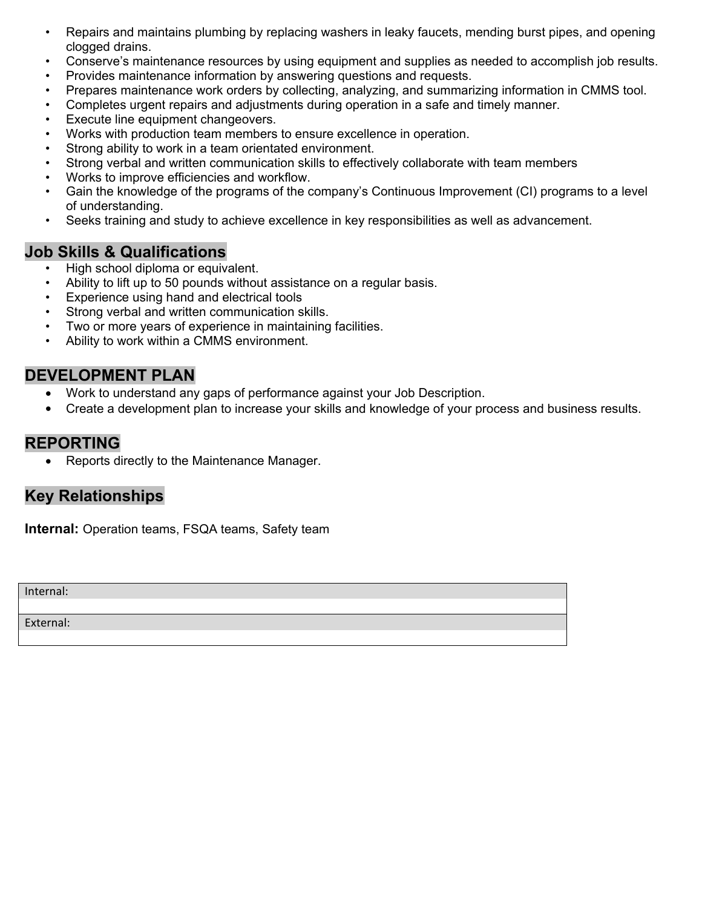- Repairs and maintains plumbing by replacing washers in leaky faucets, mending burst pipes, and opening clogged drains.
- Conserve's maintenance resources by using equipment and supplies as needed to accomplish job results.
- Provides maintenance information by answering questions and requests.
- Prepares maintenance work orders by collecting, analyzing, and summarizing information in CMMS tool.
- Completes urgent repairs and adjustments during operation in a safe and timely manner.
- Execute line equipment changeovers.
- Works with production team members to ensure excellence in operation.
- Strong ability to work in a team orientated environment.
- Strong verbal and written communication skills to effectively collaborate with team members
- Works to improve efficiencies and workflow.
- Gain the knowledge of the programs of the company's Continuous Improvement (CI) programs to a level of understanding.
- Seeks training and study to achieve excellence in key responsibilities as well as advancement.

## Job Skills & Qualifications

- High school diploma or equivalent.
- Ability to lift up to 50 pounds without assistance on a regular basis.
- Experience using hand and electrical tools
- Strong verbal and written communication skills.
- Two or more years of experience in maintaining facilities.
- Ability to work within a CMMS environment.

## DEVELOPMENT PLAN

- Work to understand any gaps of performance against your Job Description.
- Create a development plan to increase your skills and knowledge of your process and business results.

## REPORTING

- Reports directly to the Maintenance Manager.

## Key Relationships

**Internal:** Operation teams, FSQA teams, Safety team

| Internal: |
| --- |
| |
| External: |
| |